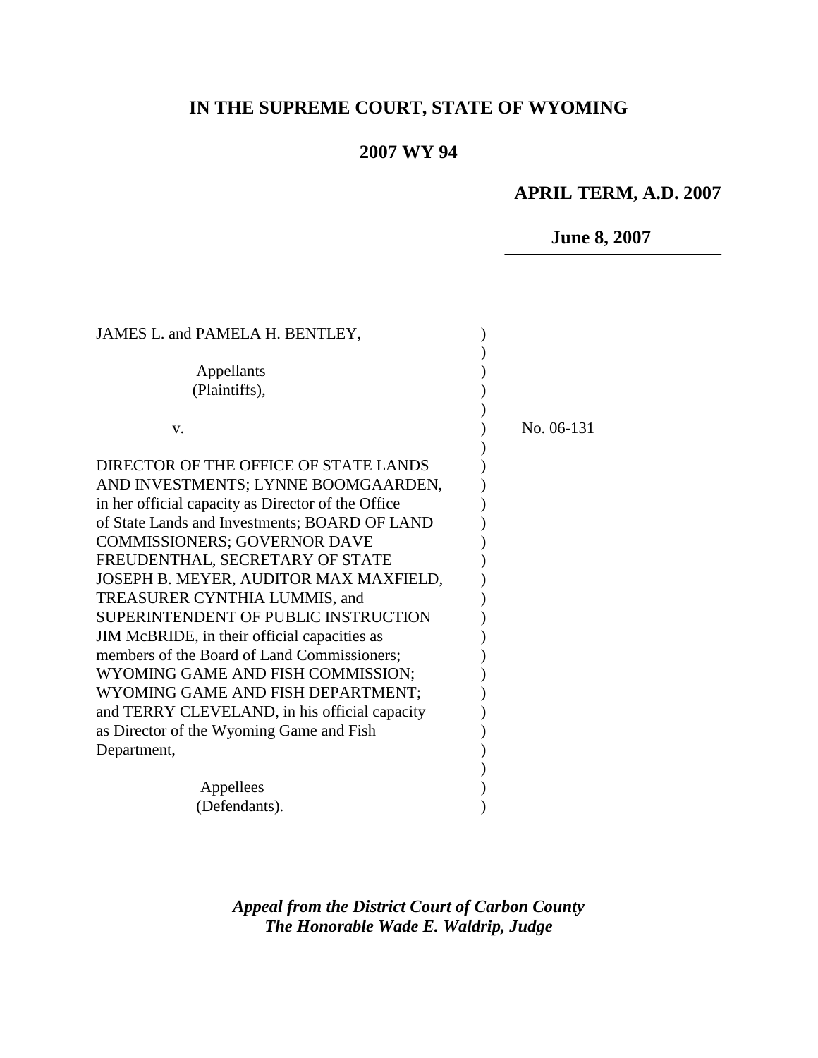# IN THE SUPREME COURT, STATE OF WYOMING

## 2007 WY 94

**APRIL TERM, A.D. 2007**

**June 8, 2007**

JAMES L. and PAMELA H. BENTLEY,

Appellants
(Plaintiffs),

v.

No. 06-131

DIRECTOR OF THE OFFICE OF STATE LANDS AND INVESTMENTS; LYNNE BOOMGAARDEN, in her official capacity as Director of the Office of State Lands and Investments; BOARD OF LAND COMMISSIONERS; GOVERNOR DAVE FREUDENTHAL, SECRETARY OF STATE JOSEPH B. MEYER, AUDITOR MAX MAXFIELD, TREASURER CYNTHIA LUMMIS, and SUPERINTENDENT OF PUBLIC INSTRUCTION JIM McBRIDE, in their official capacities as members of the Board of Land Commissioners; WYOMING GAME AND FISH COMMISSION; WYOMING GAME AND FISH DEPARTMENT; and TERRY CLEVELAND, in his official capacity as Director of the Wyoming Game and Fish Department,

Appellees
(Defendants).

***Appeal from the District Court of Carbon County***
***The Honorable Wade E. Waldrip, Judge***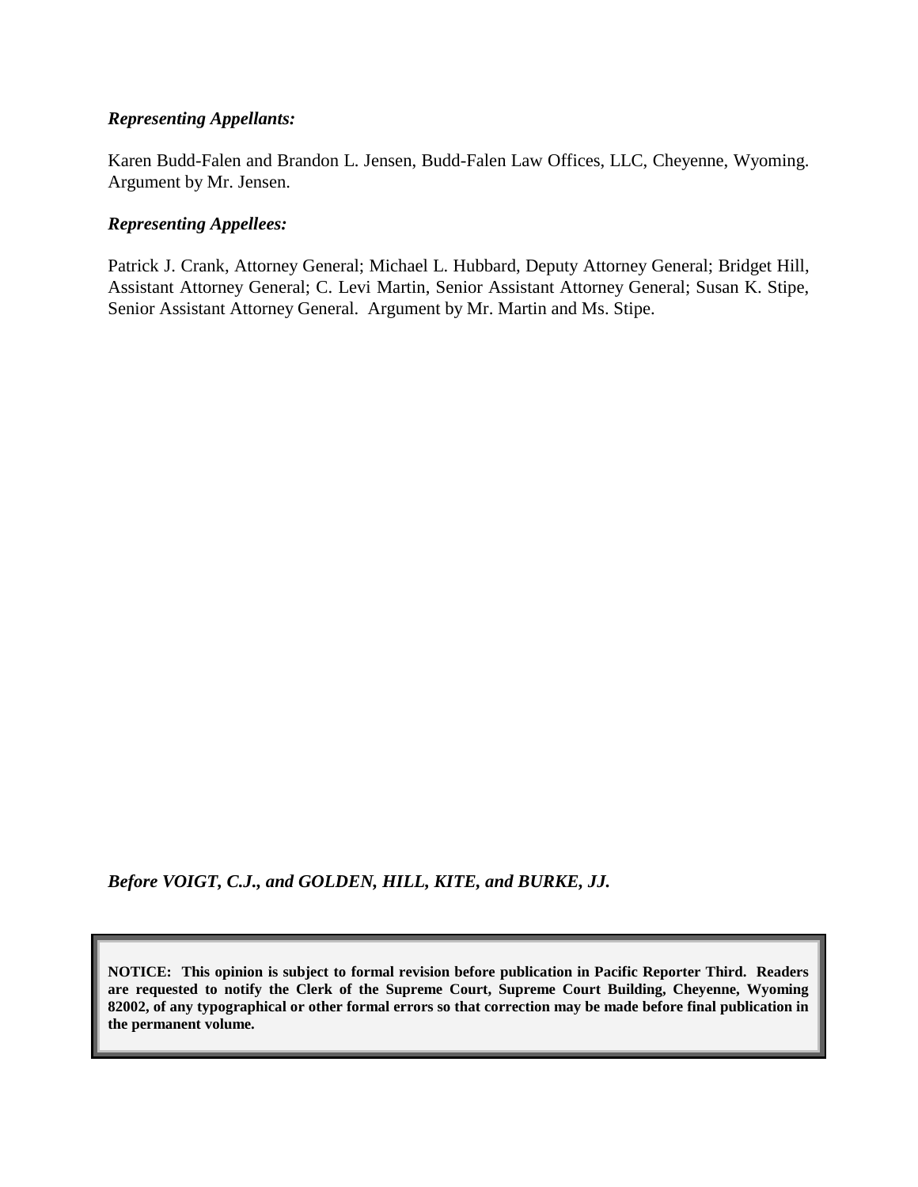***Representing Appellants:***

Karen Budd-Falen and Brandon L. Jensen, Budd-Falen Law Offices, LLC, Cheyenne, Wyoming. Argument by Mr. Jensen.

***Representing Appellees:***

Patrick J. Crank, Attorney General; Michael L. Hubbard, Deputy Attorney General; Bridget Hill, Assistant Attorney General; C. Levi Martin, Senior Assistant Attorney General; Susan K. Stipe, Senior Assistant Attorney General. Argument by Mr. Martin and Ms. Stipe.

***Before VOIGT, C.J., and GOLDEN, HILL, KITE, and BURKE, JJ.***

**NOTICE: This opinion is subject to formal revision before publication in Pacific Reporter Third. Readers are requested to notify the Clerk of the Supreme Court, Supreme Court Building, Cheyenne, Wyoming 82002, of any typographical or other formal errors so that correction may be made before final publication in the permanent volume.**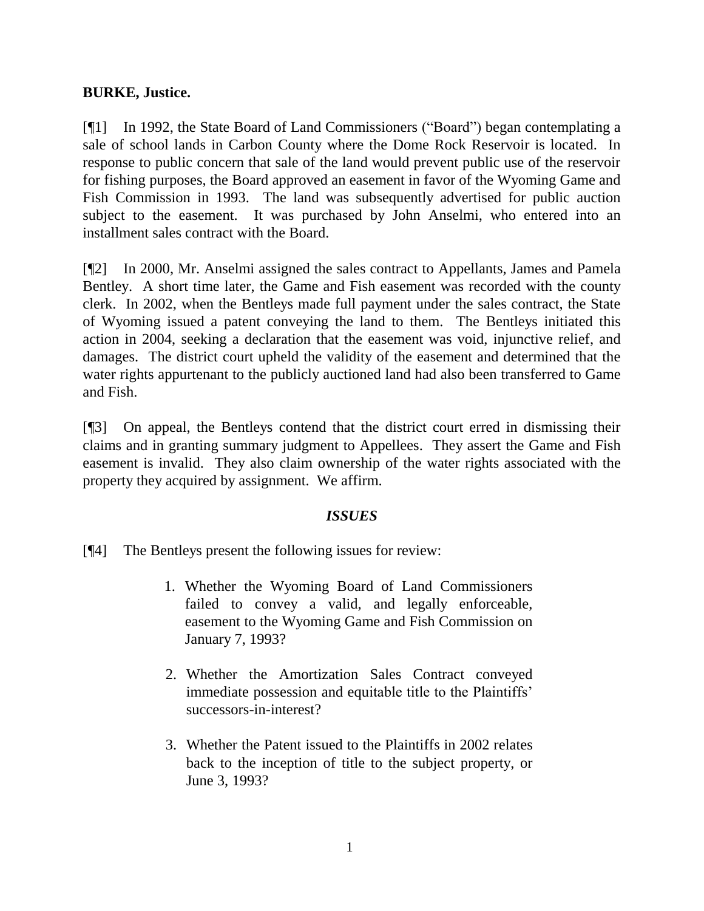**BURKE, Justice.**

[¶1] In 1992, the State Board of Land Commissioners ("Board") began contemplating a sale of school lands in Carbon County where the Dome Rock Reservoir is located. In response to public concern that sale of the land would prevent public use of the reservoir for fishing purposes, the Board approved an easement in favor of the Wyoming Game and Fish Commission in 1993. The land was subsequently advertised for public auction subject to the easement. It was purchased by John Anselmi, who entered into an installment sales contract with the Board.

[¶2] In 2000, Mr. Anselmi assigned the sales contract to Appellants, James and Pamela Bentley. A short time later, the Game and Fish easement was recorded with the county clerk. In 2002, when the Bentleys made full payment under the sales contract, the State of Wyoming issued a patent conveying the land to them. The Bentleys initiated this action in 2004, seeking a declaration that the easement was void, injunctive relief, and damages. The district court upheld the validity of the easement and determined that the water rights appurtenant to the publicly auctioned land had also been transferred to Game and Fish.

[¶3] On appeal, the Bentleys contend that the district court erred in dismissing their claims and in granting summary judgment to Appellees. They assert the Game and Fish easement is invalid. They also claim ownership of the water rights associated with the property they acquired by assignment. We affirm.

### *ISSUES*

[¶4] The Bentleys present the following issues for review:

> 1. Whether the Wyoming Board of Land Commissioners failed to convey a valid, and legally enforceable, easement to the Wyoming Game and Fish Commission on January 7, 1993?
>
> 2. Whether the Amortization Sales Contract conveyed immediate possession and equitable title to the Plaintiffs' successors-in-interest?
>
> 3. Whether the Patent issued to the Plaintiffs in 2002 relates back to the inception of title to the subject property, or June 3, 1993?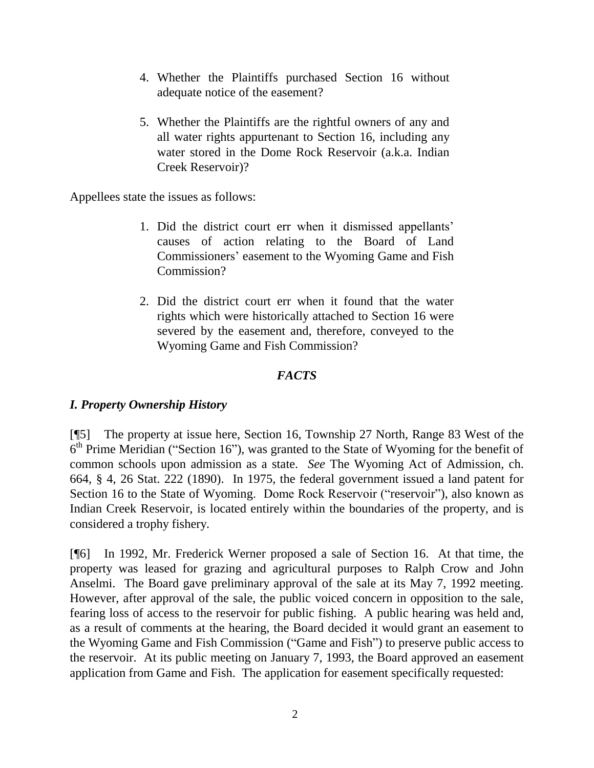4. Whether the Plaintiffs purchased Section 16 without adequate notice of the easement?

5. Whether the Plaintiffs are the rightful owners of any and all water rights appurtenant to Section 16, including any water stored in the Dome Rock Reservoir (a.k.a. Indian Creek Reservoir)?

Appellees state the issues as follows:

1. Did the district court err when it dismissed appellants' causes of action relating to the Board of Land Commissioners' easement to the Wyoming Game and Fish Commission?

2. Did the district court err when it found that the water rights which were historically attached to Section 16 were severed by the easement and, therefore, conveyed to the Wyoming Game and Fish Commission?

## *FACTS*

### *I. Property Ownership History*

[¶5] The property at issue here, Section 16, Township 27 North, Range 83 West of the 6th Prime Meridian ("Section 16"), was granted to the State of Wyoming for the benefit of common schools upon admission as a state. *See* The Wyoming Act of Admission, ch. 664, § 4, 26 Stat. 222 (1890). In 1975, the federal government issued a land patent for Section 16 to the State of Wyoming. Dome Rock Reservoir ("reservoir"), also known as Indian Creek Reservoir, is located entirely within the boundaries of the property, and is considered a trophy fishery.

[¶6] In 1992, Mr. Frederick Werner proposed a sale of Section 16. At that time, the property was leased for grazing and agricultural purposes to Ralph Crow and John Anselmi. The Board gave preliminary approval of the sale at its May 7, 1992 meeting. However, after approval of the sale, the public voiced concern in opposition to the sale, fearing loss of access to the reservoir for public fishing. A public hearing was held and, as a result of comments at the hearing, the Board decided it would grant an easement to the Wyoming Game and Fish Commission ("Game and Fish") to preserve public access to the reservoir. At its public meeting on January 7, 1993, the Board approved an easement application from Game and Fish. The application for easement specifically requested: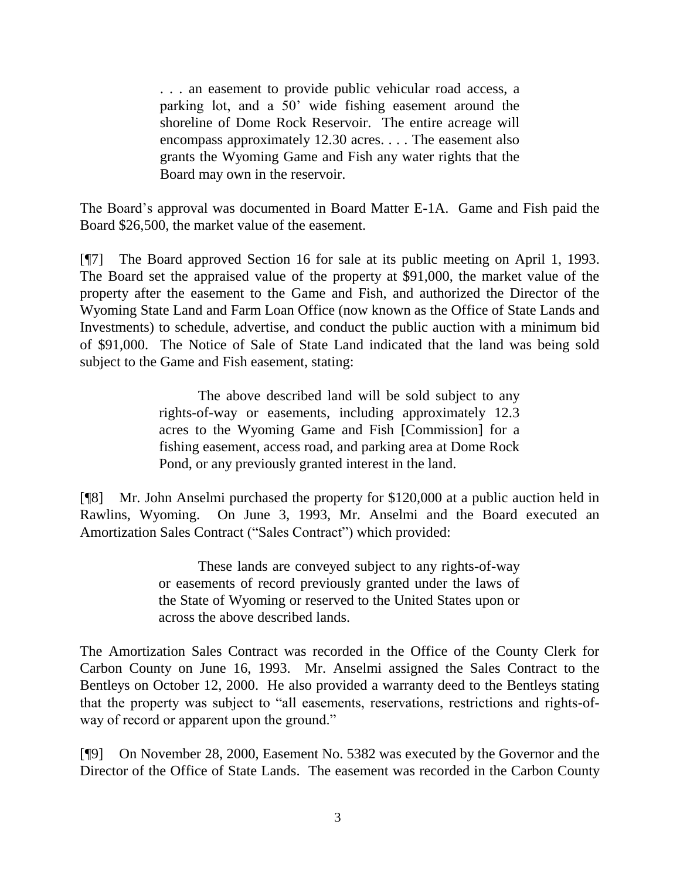> . . . an easement to provide public vehicular road access, a parking lot, and a 50' wide fishing easement around the shoreline of Dome Rock Reservoir. The entire acreage will encompass approximately 12.30 acres. . . . The easement also grants the Wyoming Game and Fish any water rights that the Board may own in the reservoir.

The Board's approval was documented in Board Matter E-1A. Game and Fish paid the Board $26,500, the market value of the easement.

[¶7] The Board approved Section 16 for sale at its public meeting on April 1, 1993. The Board set the appraised value of the property at $91,000, the market value of the property after the easement to the Game and Fish, and authorized the Director of the Wyoming State Land and Farm Loan Office (now known as the Office of State Lands and Investments) to schedule, advertise, and conduct the public auction with a minimum bid of $91,000. The Notice of Sale of State Land indicated that the land was being sold subject to the Game and Fish easement, stating:

> The above described land will be sold subject to any rights-of-way or easements, including approximately 12.3 acres to the Wyoming Game and Fish [Commission] for a fishing easement, access road, and parking area at Dome Rock Pond, or any previously granted interest in the land.

[¶8] Mr. John Anselmi purchased the property for $120,000 at a public auction held in Rawlins, Wyoming. On June 3, 1993, Mr. Anselmi and the Board executed an Amortization Sales Contract ("Sales Contract") which provided:

> These lands are conveyed subject to any rights-of-way or easements of record previously granted under the laws of the State of Wyoming or reserved to the United States upon or across the above described lands.

The Amortization Sales Contract was recorded in the Office of the County Clerk for Carbon County on June 16, 1993. Mr. Anselmi assigned the Sales Contract to the Bentleys on October 12, 2000. He also provided a warranty deed to the Bentleys stating that the property was subject to "all easements, reservations, restrictions and rights-of-way of record or apparent upon the ground."

[¶9] On November 28, 2000, Easement No. 5382 was executed by the Governor and the Director of the Office of State Lands. The easement was recorded in the Carbon County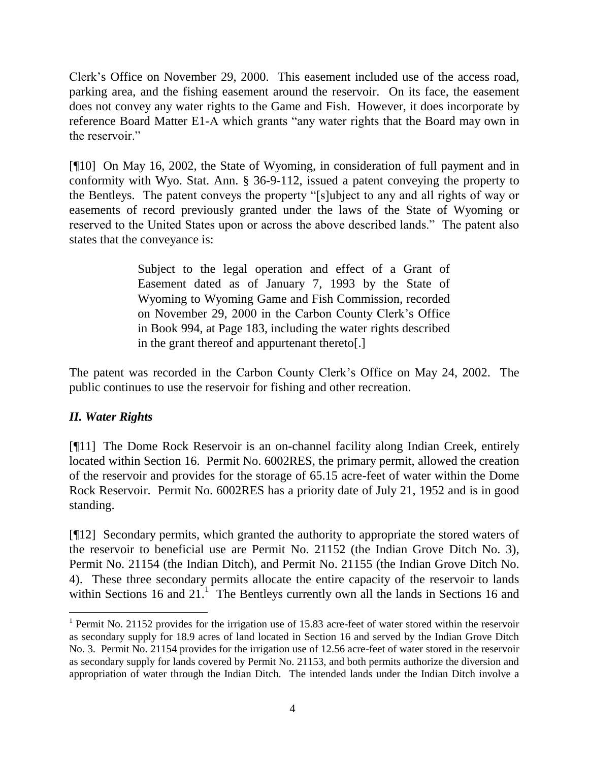Clerk's Office on November 29, 2000. This easement included use of the access road, parking area, and the fishing easement around the reservoir. On its face, the easement does not convey any water rights to the Game and Fish. However, it does incorporate by reference Board Matter E1-A which grants "any water rights that the Board may own in the reservoir."

[¶10] On May 16, 2002, the State of Wyoming, in consideration of full payment and in conformity with Wyo. Stat. Ann. § 36-9-112, issued a patent conveying the property to the Bentleys. The patent conveys the property "[s]ubject to any and all rights of way or easements of record previously granted under the laws of the State of Wyoming or reserved to the United States upon or across the above described lands." The patent also states that the conveyance is:

> Subject to the legal operation and effect of a Grant of Easement dated as of January 7, 1993 by the State of Wyoming to Wyoming Game and Fish Commission, recorded on November 29, 2000 in the Carbon County Clerk's Office in Book 994, at Page 183, including the water rights described in the grant thereof and appurtenant thereto[.]

The patent was recorded in the Carbon County Clerk's Office on May 24, 2002. The public continues to use the reservoir for fishing and other recreation.

### *II. Water Rights*

[¶11] The Dome Rock Reservoir is an on-channel facility along Indian Creek, entirely located within Section 16. Permit No. 6002RES, the primary permit, allowed the creation of the reservoir and provides for the storage of 65.15 acre-feet of water within the Dome Rock Reservoir. Permit No. 6002RES has a priority date of July 21, 1952 and is in good standing.

[¶12] Secondary permits, which granted the authority to appropriate the stored waters of the reservoir to beneficial use are Permit No. 21152 (the Indian Grove Ditch No. 3), Permit No. 21154 (the Indian Ditch), and Permit No. 21155 (the Indian Grove Ditch No. 4). These three secondary permits allocate the entire capacity of the reservoir to lands within Sections 16 and 21.[1] The Bentleys currently own all the lands in Sections 16 and

[1] Permit No. 21152 provides for the irrigation use of 15.83 acre-feet of water stored within the reservoir as secondary supply for 18.9 acres of land located in Section 16 and served by the Indian Grove Ditch No. 3. Permit No. 21154 provides for the irrigation use of 12.56 acre-feet of water stored in the reservoir as secondary supply for lands covered by Permit No. 21153, and both permits authorize the diversion and appropriation of water through the Indian Ditch. The intended lands under the Indian Ditch involve a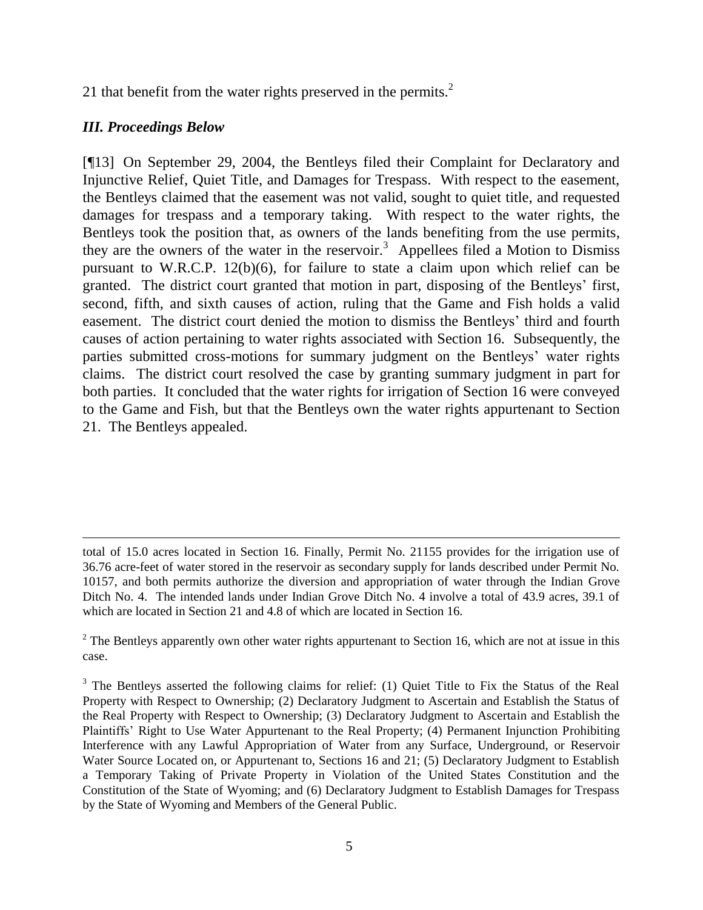21 that benefit from the water rights preserved in the permits.[2]

### *III. Proceedings Below*

[¶13] On September 29, 2004, the Bentleys filed their Complaint for Declaratory and Injunctive Relief, Quiet Title, and Damages for Trespass. With respect to the easement, the Bentleys claimed that the easement was not valid, sought to quiet title, and requested damages for trespass and a temporary taking. With respect to the water rights, the Bentleys took the position that, as owners of the lands benefiting from the use permits, they are the owners of the water in the reservoir.[3] Appellees filed a Motion to Dismiss pursuant to W.R.C.P. 12(b)(6), for failure to state a claim upon which relief can be granted. The district court granted that motion in part, disposing of the Bentleys' first, second, fifth, and sixth causes of action, ruling that the Game and Fish holds a valid easement. The district court denied the motion to dismiss the Bentleys' third and fourth causes of action pertaining to water rights associated with Section 16. Subsequently, the parties submitted cross-motions for summary judgment on the Bentleys' water rights claims. The district court resolved the case by granting summary judgment in part for both parties. It concluded that the water rights for irrigation of Section 16 were conveyed to the Game and Fish, but that the Bentleys own the water rights appurtenant to Section 21. The Bentleys appealed.

---

total of 15.0 acres located in Section 16. Finally, Permit No. 21155 provides for the irrigation use of 36.76 acre-feet of water stored in the reservoir as secondary supply for lands described under Permit No. 10157, and both permits authorize the diversion and appropriation of water through the Indian Grove Ditch No. 4. The intended lands under Indian Grove Ditch No. 4 involve a total of 43.9 acres, 39.1 of which are located in Section 21 and 4.8 of which are located in Section 16.

[2] The Bentleys apparently own other water rights appurtenant to Section 16, which are not at issue in this case.

[3] The Bentleys asserted the following claims for relief: (1) Quiet Title to Fix the Status of the Real Property with Respect to Ownership; (2) Declaratory Judgment to Ascertain and Establish the Status of the Real Property with Respect to Ownership; (3) Declaratory Judgment to Ascertain and Establish the Plaintiffs' Right to Use Water Appurtenant to the Real Property; (4) Permanent Injunction Prohibiting Interference with any Lawful Appropriation of Water from any Surface, Underground, or Reservoir Water Source Located on, or Appurtenant to, Sections 16 and 21; (5) Declaratory Judgment to Establish a Temporary Taking of Private Property in Violation of the United States Constitution and the Constitution of the State of Wyoming; and (6) Declaratory Judgment to Establish Damages for Trespass by the State of Wyoming and Members of the General Public.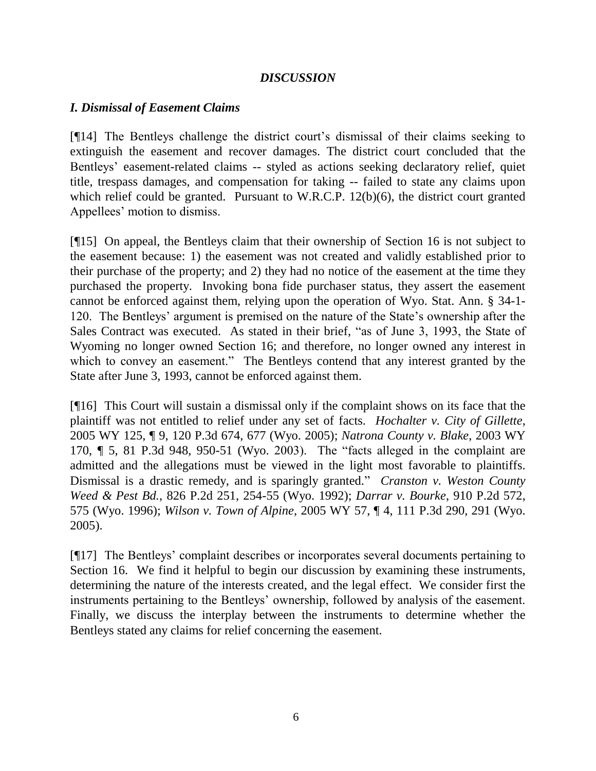## *DISCUSSION*

### *I. Dismissal of Easement Claims*

[¶14] The Bentleys challenge the district court's dismissal of their claims seeking to extinguish the easement and recover damages. The district court concluded that the Bentleys' easement-related claims -- styled as actions seeking declaratory relief, quiet title, trespass damages, and compensation for taking -- failed to state any claims upon which relief could be granted. Pursuant to W.R.C.P. 12(b)(6), the district court granted Appellees' motion to dismiss.

[¶15] On appeal, the Bentleys claim that their ownership of Section 16 is not subject to the easement because: 1) the easement was not created and validly established prior to their purchase of the property; and 2) they had no notice of the easement at the time they purchased the property. Invoking bona fide purchaser status, they assert the easement cannot be enforced against them, relying upon the operation of Wyo. Stat. Ann. § 34-1-120. The Bentleys' argument is premised on the nature of the State's ownership after the Sales Contract was executed. As stated in their brief, "as of June 3, 1993, the State of Wyoming no longer owned Section 16; and therefore, no longer owned any interest in which to convey an easement." The Bentleys contend that any interest granted by the State after June 3, 1993, cannot be enforced against them.

[¶16] This Court will sustain a dismissal only if the complaint shows on its face that the plaintiff was not entitled to relief under any set of facts. *Hochalter v. City of Gillette*, 2005 WY 125, ¶ 9, 120 P.3d 674, 677 (Wyo. 2005); *Natrona County v. Blake*, 2003 WY 170, ¶ 5, 81 P.3d 948, 950-51 (Wyo. 2003). The "facts alleged in the complaint are admitted and the allegations must be viewed in the light most favorable to plaintiffs. Dismissal is a drastic remedy, and is sparingly granted." *Cranston v. Weston County Weed & Pest Bd.*, 826 P.2d 251, 254-55 (Wyo. 1992); *Darrar v. Bourke*, 910 P.2d 572, 575 (Wyo. 1996); *Wilson v. Town of Alpine*, 2005 WY 57, ¶ 4, 111 P.3d 290, 291 (Wyo. 2005).

[¶17] The Bentleys' complaint describes or incorporates several documents pertaining to Section 16. We find it helpful to begin our discussion by examining these instruments, determining the nature of the interests created, and the legal effect. We consider first the instruments pertaining to the Bentleys' ownership, followed by analysis of the easement. Finally, we discuss the interplay between the instruments to determine whether the Bentleys stated any claims for relief concerning the easement.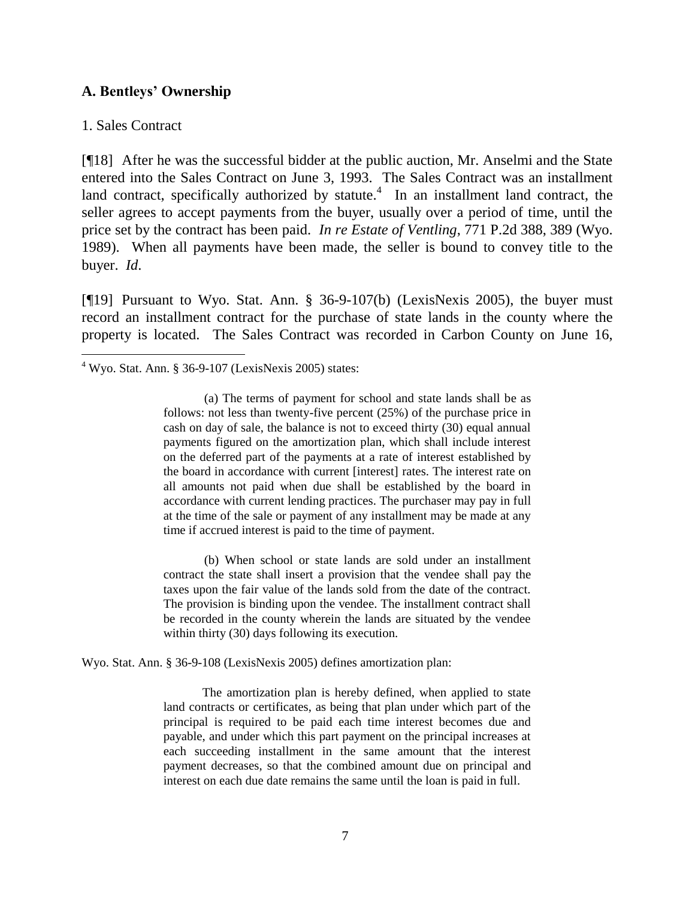### A. Bentleys' Ownership

1. Sales Contract

[¶18] After he was the successful bidder at the public auction, Mr. Anselmi and the State entered into the Sales Contract on June 3, 1993. The Sales Contract was an installment land contract, specifically authorized by statute.[4] In an installment land contract, the seller agrees to accept payments from the buyer, usually over a period of time, until the price set by the contract has been paid. *In re Estate of Ventling*, 771 P.2d 388, 389 (Wyo. 1989). When all payments have been made, the seller is bound to convey title to the buyer. *Id*.

[¶19] Pursuant to Wyo. Stat. Ann. § 36-9-107(b) (LexisNexis 2005), the buyer must record an installment contract for the purchase of state lands in the county where the property is located. The Sales Contract was recorded in Carbon County on June 16,

---

[4] Wyo. Stat. Ann. § 36-9-107 (LexisNexis 2005) states:

> (a) The terms of payment for school and state lands shall be as follows: not less than twenty-five percent (25%) of the purchase price in cash on day of sale, the balance is not to exceed thirty (30) equal annual payments figured on the amortization plan, which shall include interest on the deferred part of the payments at a rate of interest established by the board in accordance with current [interest] rates. The interest rate on all amounts not paid when due shall be established by the board in accordance with current lending practices. The purchaser may pay in full at the time of the sale or payment of any installment may be made at any time if accrued interest is paid to the time of payment.
>
> (b) When school or state lands are sold under an installment contract the state shall insert a provision that the vendee shall pay the taxes upon the fair value of the lands sold from the date of the contract. The provision is binding upon the vendee. The installment contract shall be recorded in the county wherein the lands are situated by the vendee within thirty (30) days following its execution.

Wyo. Stat. Ann. § 36-9-108 (LexisNexis 2005) defines amortization plan:

> The amortization plan is hereby defined, when applied to state land contracts or certificates, as being that plan under which part of the principal is required to be paid each time interest becomes due and payable, and under which this part payment on the principal increases at each succeeding installment in the same amount that the interest payment decreases, so that the combined amount due on principal and interest on each due date remains the same until the loan is paid in full.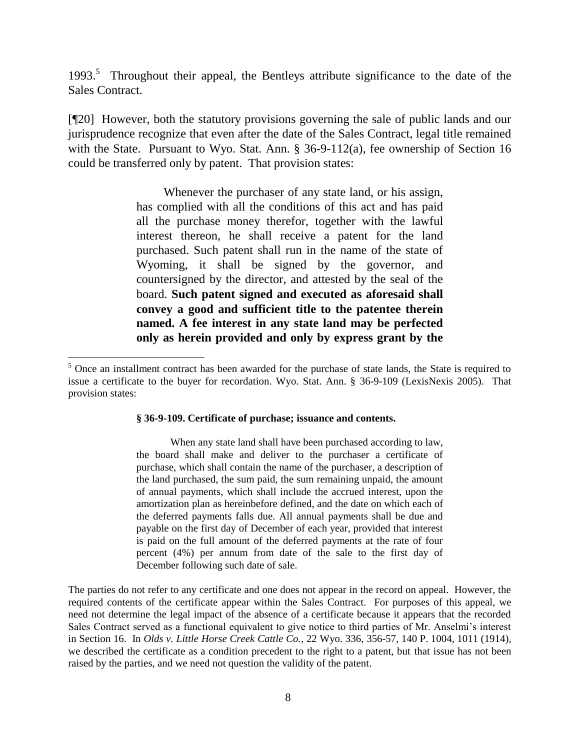1993.[5] Throughout their appeal, the Bentleys attribute significance to the date of the Sales Contract.

[¶20] However, both the statutory provisions governing the sale of public lands and our jurisprudence recognize that even after the date of the Sales Contract, legal title remained with the State. Pursuant to Wyo. Stat. Ann. § 36-9-112(a), fee ownership of Section 16 could be transferred only by patent. That provision states:

> Whenever the purchaser of any state land, or his assign, has complied with all the conditions of this act and has paid all the purchase money therefor, together with the lawful interest thereon, he shall receive a patent for the land purchased. Such patent shall run in the name of the state of Wyoming, it shall be signed by the governor, and countersigned by the director, and attested by the seal of the board. **Such patent signed and executed as aforesaid shall convey a good and sufficient title to the patentee therein named. A fee interest in any state land may be perfected only as herein provided and only by express grant by the**

---

[5] Once an installment contract has been awarded for the purchase of state lands, the State is required to issue a certificate to the buyer for recordation. Wyo. Stat. Ann. § 36-9-109 (LexisNexis 2005). That provision states:

> **§ 36-9-109. Certificate of purchase; issuance and contents.**
>
> When any state land shall have been purchased according to law, the board shall make and deliver to the purchaser a certificate of purchase, which shall contain the name of the purchaser, a description of the land purchased, the sum paid, the sum remaining unpaid, the amount of annual payments, which shall include the accrued interest, upon the amortization plan as hereinbefore defined, and the date on which each of the deferred payments falls due. All annual payments shall be due and payable on the first day of December of each year, provided that interest is paid on the full amount of the deferred payments at the rate of four percent (4%) per annum from date of the sale to the first day of December following such date of sale.

The parties do not refer to any certificate and one does not appear in the record on appeal. However, the required contents of the certificate appear within the Sales Contract. For purposes of this appeal, we need not determine the legal impact of the absence of a certificate because it appears that the recorded Sales Contract served as a functional equivalent to give notice to third parties of Mr. Anselmi's interest in Section 16. In *Olds v. Little Horse Creek Cattle Co.*, 22 Wyo. 336, 356-57, 140 P. 1004, 1011 (1914), we described the certificate as a condition precedent to the right to a patent, but that issue has not been raised by the parties, and we need not question the validity of the patent.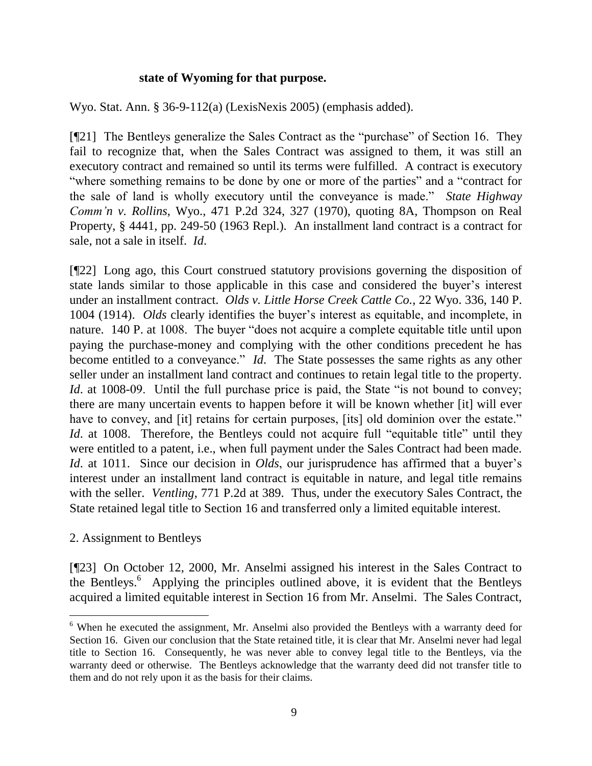**state of Wyoming for that purpose.**

Wyo. Stat. Ann. § 36-9-112(a) (LexisNexis 2005) (emphasis added).

[¶21] The Bentleys generalize the Sales Contract as the "purchase" of Section 16. They fail to recognize that, when the Sales Contract was assigned to them, it was still an executory contract and remained so until its terms were fulfilled. A contract is executory "where something remains to be done by one or more of the parties" and a "contract for the sale of land is wholly executory until the conveyance is made." *State Highway Comm'n v. Rollins*, Wyo., 471 P.2d 324, 327 (1970), quoting 8A, Thompson on Real Property, § 4441, pp. 249-50 (1963 Repl.). An installment land contract is a contract for sale, not a sale in itself. *Id*.

[¶22] Long ago, this Court construed statutory provisions governing the disposition of state lands similar to those applicable in this case and considered the buyer's interest under an installment contract. *Olds v. Little Horse Creek Cattle Co.*, 22 Wyo. 336, 140 P. 1004 (1914). *Olds* clearly identifies the buyer's interest as equitable, and incomplete, in nature. 140 P. at 1008. The buyer "does not acquire a complete equitable title until upon paying the purchase-money and complying with the other conditions precedent he has become entitled to a conveyance." *Id*. The State possesses the same rights as any other seller under an installment land contract and continues to retain legal title to the property. *Id*. at 1008-09. Until the full purchase price is paid, the State "is not bound to convey; there are many uncertain events to happen before it will be known whether [it] will ever have to convey, and [it] retains for certain purposes, [its] old dominion over the estate." *Id*. at 1008. Therefore, the Bentleys could not acquire full "equitable title" until they were entitled to a patent, i.e., when full payment under the Sales Contract had been made. *Id*. at 1011. Since our decision in *Olds*, our jurisprudence has affirmed that a buyer's interest under an installment land contract is equitable in nature, and legal title remains with the seller. *Ventling*, 771 P.2d at 389. Thus, under the executory Sales Contract, the State retained legal title to Section 16 and transferred only a limited equitable interest.

2. Assignment to Bentleys

[¶23] On October 12, 2000, Mr. Anselmi assigned his interest in the Sales Contract to the Bentleys.[6] Applying the principles outlined above, it is evident that the Bentleys acquired a limited equitable interest in Section 16 from Mr. Anselmi. The Sales Contract,

[6] When he executed the assignment, Mr. Anselmi also provided the Bentleys with a warranty deed for Section 16. Given our conclusion that the State retained title, it is clear that Mr. Anselmi never had legal title to Section 16. Consequently, he was never able to convey legal title to the Bentleys, via the warranty deed or otherwise. The Bentleys acknowledge that the warranty deed did not transfer title to them and do not rely upon it as the basis for their claims.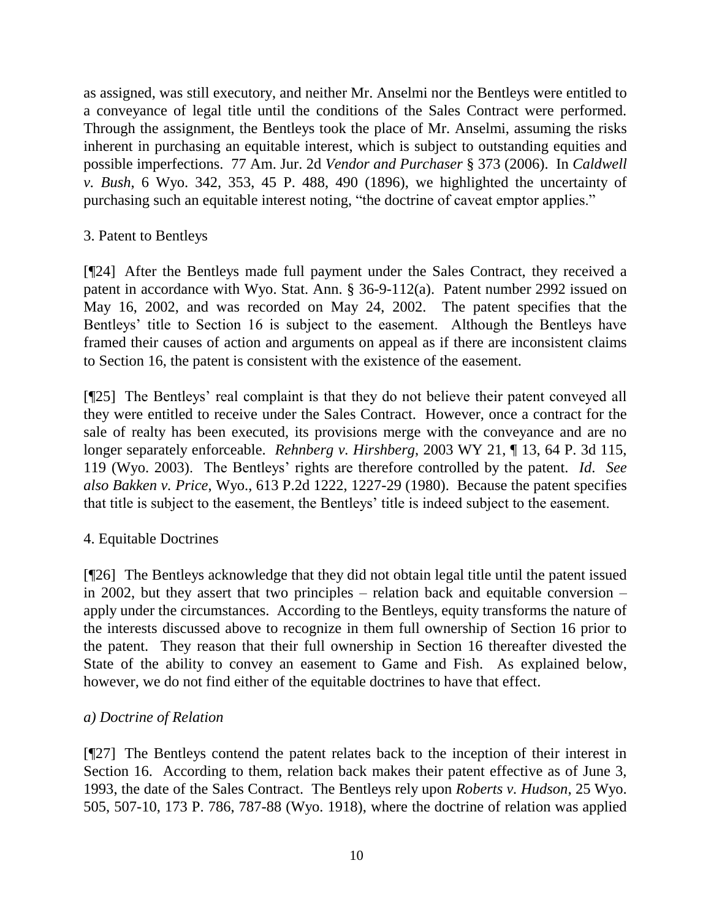as assigned, was still executory, and neither Mr. Anselmi nor the Bentleys were entitled to a conveyance of legal title until the conditions of the Sales Contract were performed. Through the assignment, the Bentleys took the place of Mr. Anselmi, assuming the risks inherent in purchasing an equitable interest, which is subject to outstanding equities and possible imperfections. 77 Am. Jur. 2d *Vendor and Purchaser* § 373 (2006). In *Caldwell v. Bush*, 6 Wyo. 342, 353, 45 P. 488, 490 (1896), we highlighted the uncertainty of purchasing such an equitable interest noting, "the doctrine of caveat emptor applies."

3. Patent to Bentleys

[¶24] After the Bentleys made full payment under the Sales Contract, they received a patent in accordance with Wyo. Stat. Ann. § 36-9-112(a). Patent number 2992 issued on May 16, 2002, and was recorded on May 24, 2002. The patent specifies that the Bentleys' title to Section 16 is subject to the easement. Although the Bentleys have framed their causes of action and arguments on appeal as if there are inconsistent claims to Section 16, the patent is consistent with the existence of the easement.

[¶25] The Bentleys' real complaint is that they do not believe their patent conveyed all they were entitled to receive under the Sales Contract. However, once a contract for the sale of realty has been executed, its provisions merge with the conveyance and are no longer separately enforceable. *Rehnberg v. Hirshberg*, 2003 WY 21, ¶ 13, 64 P. 3d 115, 119 (Wyo. 2003). The Bentleys' rights are therefore controlled by the patent. *Id*. *See also Bakken v. Price*, Wyo., 613 P.2d 1222, 1227-29 (1980). Because the patent specifies that title is subject to the easement, the Bentleys' title is indeed subject to the easement.

4. Equitable Doctrines

[¶26] The Bentleys acknowledge that they did not obtain legal title until the patent issued in 2002, but they assert that two principles – relation back and equitable conversion – apply under the circumstances. According to the Bentleys, equity transforms the nature of the interests discussed above to recognize in them full ownership of Section 16 prior to the patent. They reason that their full ownership in Section 16 thereafter divested the State of the ability to convey an easement to Game and Fish. As explained below, however, we do not find either of the equitable doctrines to have that effect.

*a) Doctrine of Relation*

[¶27] The Bentleys contend the patent relates back to the inception of their interest in Section 16. According to them, relation back makes their patent effective as of June 3, 1993, the date of the Sales Contract. The Bentleys rely upon *Roberts v. Hudson*, 25 Wyo. 505, 507-10, 173 P. 786, 787-88 (Wyo. 1918), where the doctrine of relation was applied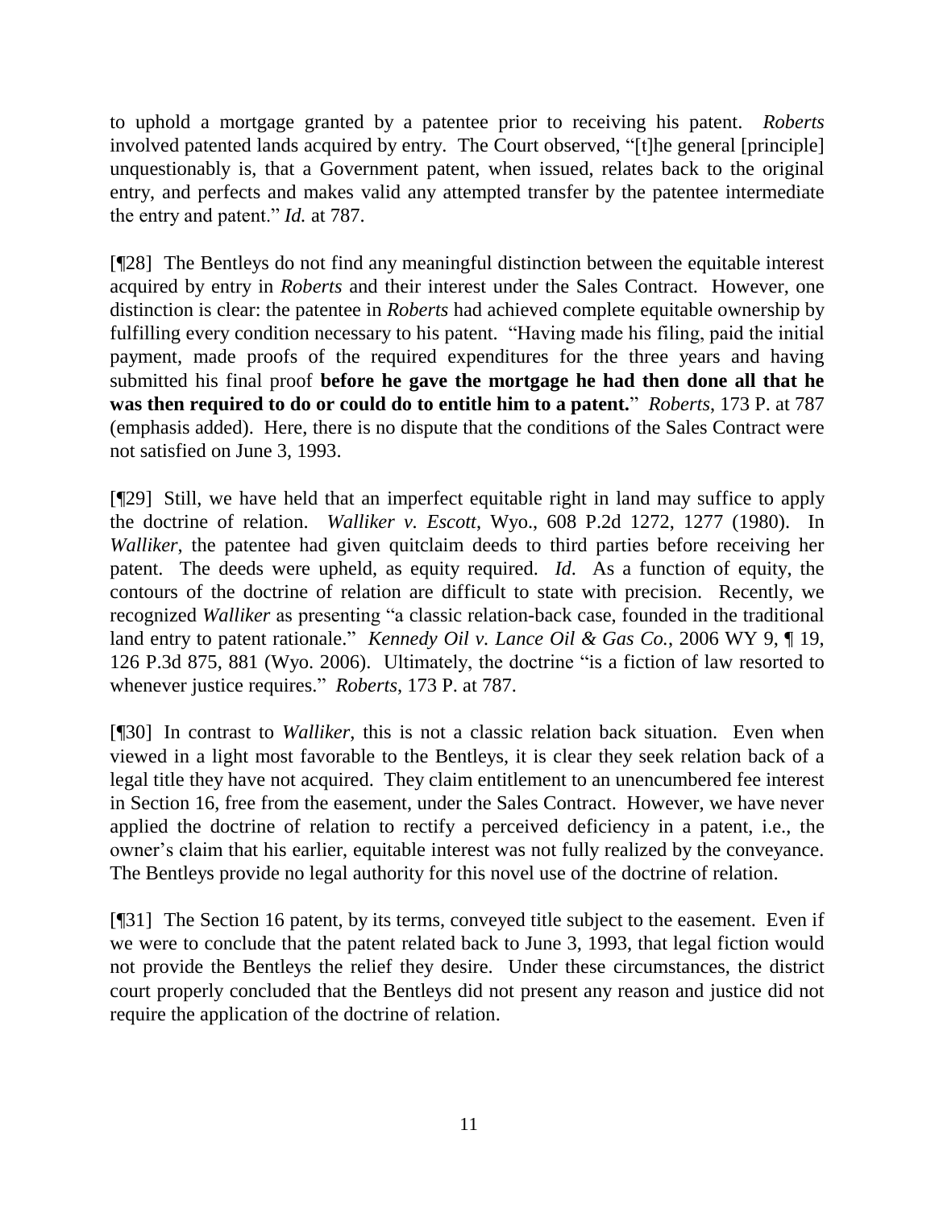to uphold a mortgage granted by a patentee prior to receiving his patent. *Roberts* involved patented lands acquired by entry. The Court observed, "[t]he general [principle] unquestionably is, that a Government patent, when issued, relates back to the original entry, and perfects and makes valid any attempted transfer by the patentee intermediate the entry and patent." *Id.* at 787.

[¶28] The Bentleys do not find any meaningful distinction between the equitable interest acquired by entry in *Roberts* and their interest under the Sales Contract. However, one distinction is clear: the patentee in *Roberts* had achieved complete equitable ownership by fulfilling every condition necessary to his patent. "Having made his filing, paid the initial payment, made proofs of the required expenditures for the three years and having submitted his final proof **before he gave the mortgage he had then done all that he was then required to do or could do to entitle him to a patent.**" *Roberts*, 173 P. at 787 (emphasis added). Here, there is no dispute that the conditions of the Sales Contract were not satisfied on June 3, 1993.

[¶29] Still, we have held that an imperfect equitable right in land may suffice to apply the doctrine of relation. *Walliker v. Escott*, Wyo., 608 P.2d 1272, 1277 (1980). In *Walliker*, the patentee had given quitclaim deeds to third parties before receiving her patent. The deeds were upheld, as equity required. *Id*. As a function of equity, the contours of the doctrine of relation are difficult to state with precision. Recently, we recognized *Walliker* as presenting "a classic relation-back case, founded in the traditional land entry to patent rationale." *Kennedy Oil v. Lance Oil & Gas Co.*, 2006 WY 9, ¶ 19, 126 P.3d 875, 881 (Wyo. 2006). Ultimately, the doctrine "is a fiction of law resorted to whenever justice requires." *Roberts*, 173 P. at 787.

[¶30] In contrast to *Walliker*, this is not a classic relation back situation. Even when viewed in a light most favorable to the Bentleys, it is clear they seek relation back of a legal title they have not acquired. They claim entitlement to an unencumbered fee interest in Section 16, free from the easement, under the Sales Contract. However, we have never applied the doctrine of relation to rectify a perceived deficiency in a patent, i.e., the owner's claim that his earlier, equitable interest was not fully realized by the conveyance. The Bentleys provide no legal authority for this novel use of the doctrine of relation.

[¶31] The Section 16 patent, by its terms, conveyed title subject to the easement. Even if we were to conclude that the patent related back to June 3, 1993, that legal fiction would not provide the Bentleys the relief they desire. Under these circumstances, the district court properly concluded that the Bentleys did not present any reason and justice did not require the application of the doctrine of relation.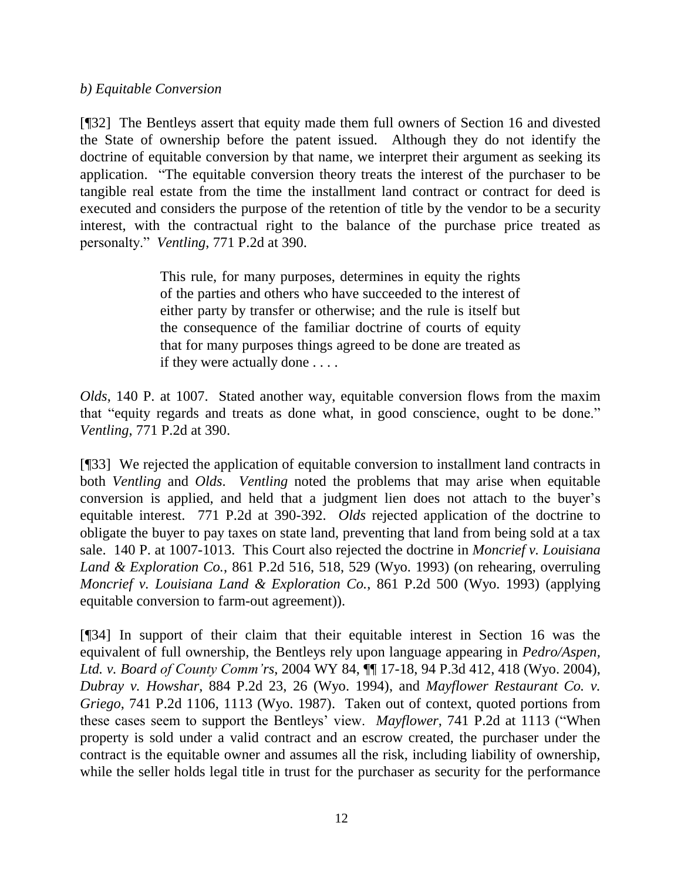*b) Equitable Conversion*

[¶32] The Bentleys assert that equity made them full owners of Section 16 and divested the State of ownership before the patent issued. Although they do not identify the doctrine of equitable conversion by that name, we interpret their argument as seeking its application. "The equitable conversion theory treats the interest of the purchaser to be tangible real estate from the time the installment land contract or contract for deed is executed and considers the purpose of the retention of title by the vendor to be a security interest, with the contractual right to the balance of the purchase price treated as personalty." *Ventling*, 771 P.2d at 390.

> This rule, for many purposes, determines in equity the rights of the parties and others who have succeeded to the interest of either party by transfer or otherwise; and the rule is itself but the consequence of the familiar doctrine of courts of equity that for many purposes things agreed to be done are treated as if they were actually done . . . .

*Olds*, 140 P. at 1007. Stated another way, equitable conversion flows from the maxim that "equity regards and treats as done what, in good conscience, ought to be done." *Ventling*, 771 P.2d at 390.

[¶33] We rejected the application of equitable conversion to installment land contracts in both *Ventling* and *Olds*. *Ventling* noted the problems that may arise when equitable conversion is applied, and held that a judgment lien does not attach to the buyer's equitable interest. 771 P.2d at 390-392. *Olds* rejected application of the doctrine to obligate the buyer to pay taxes on state land, preventing that land from being sold at a tax sale. 140 P. at 1007-1013. This Court also rejected the doctrine in *Moncrief v. Louisiana Land & Exploration Co.*, 861 P.2d 516, 518, 529 (Wyo. 1993) (on rehearing, overruling *Moncrief v. Louisiana Land & Exploration Co.*, 861 P.2d 500 (Wyo. 1993) (applying equitable conversion to farm-out agreement)).

[¶34] In support of their claim that their equitable interest in Section 16 was the equivalent of full ownership, the Bentleys rely upon language appearing in *Pedro/Aspen, Ltd. v. Board of County Comm'rs*, 2004 WY 84, ¶¶ 17-18, 94 P.3d 412, 418 (Wyo. 2004), *Dubray v. Howshar*, 884 P.2d 23, 26 (Wyo. 1994), and *Mayflower Restaurant Co. v. Griego*, 741 P.2d 1106, 1113 (Wyo. 1987). Taken out of context, quoted portions from these cases seem to support the Bentleys' view. *Mayflower*, 741 P.2d at 1113 ("When property is sold under a valid contract and an escrow created, the purchaser under the contract is the equitable owner and assumes all the risk, including liability of ownership, while the seller holds legal title in trust for the purchaser as security for the performance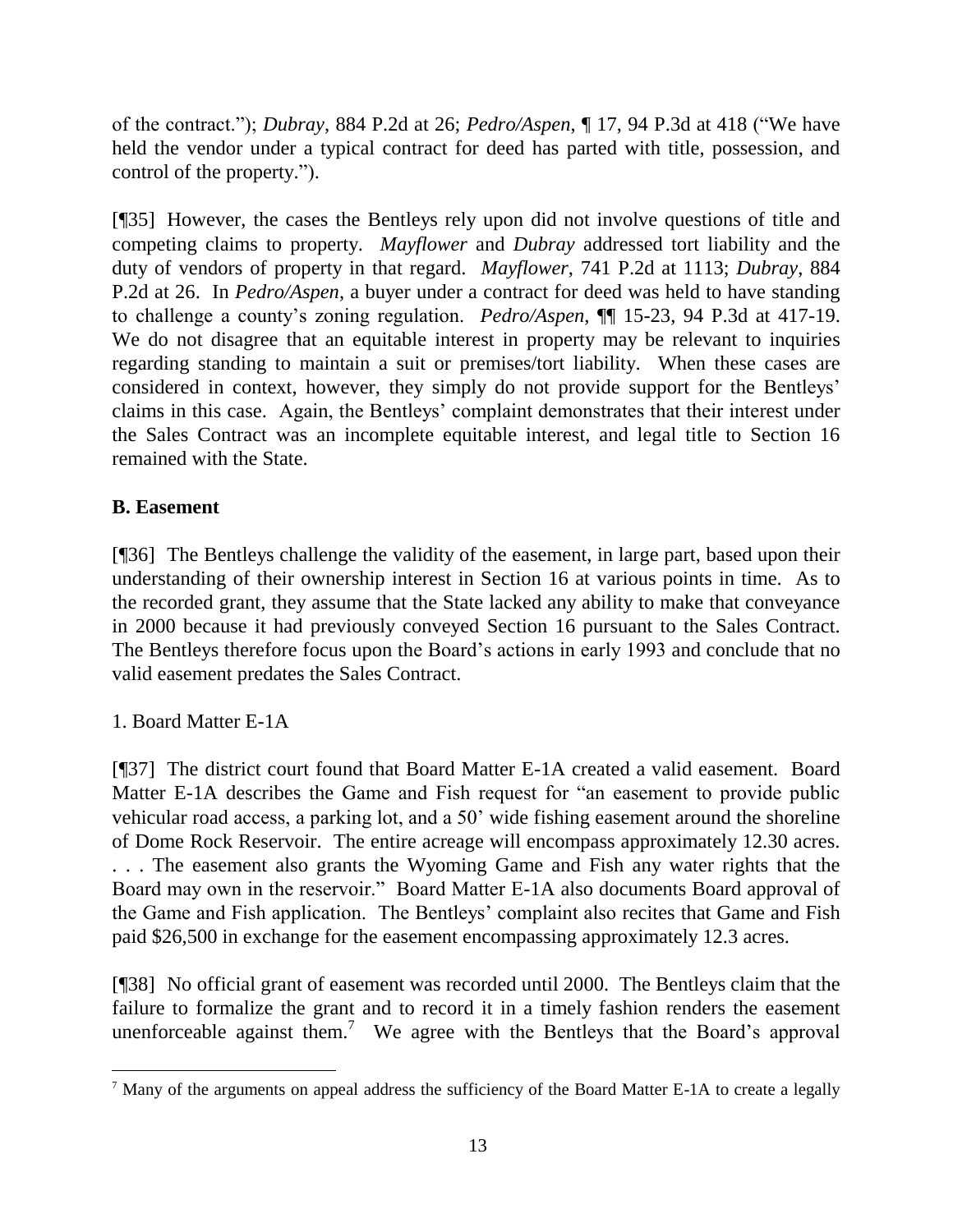of the contract."); *Dubray*, 884 P.2d at 26; *Pedro/Aspen*, ¶ 17, 94 P.3d at 418 ("We have held the vendor under a typical contract for deed has parted with title, possession, and control of the property.").

[¶35] However, the cases the Bentleys rely upon did not involve questions of title and competing claims to property. *Mayflower* and *Dubray* addressed tort liability and the duty of vendors of property in that regard. *Mayflower*, 741 P.2d at 1113; *Dubray*, 884 P.2d at 26. In *Pedro/Aspen*, a buyer under a contract for deed was held to have standing to challenge a county's zoning regulation. *Pedro/Aspen*, ¶¶ 15-23, 94 P.3d at 417-19. We do not disagree that an equitable interest in property may be relevant to inquiries regarding standing to maintain a suit or premises/tort liability. When these cases are considered in context, however, they simply do not provide support for the Bentleys' claims in this case. Again, the Bentleys' complaint demonstrates that their interest under the Sales Contract was an incomplete equitable interest, and legal title to Section 16 remained with the State.

**B. Easement**

[¶36] The Bentleys challenge the validity of the easement, in large part, based upon their understanding of their ownership interest in Section 16 at various points in time. As to the recorded grant, they assume that the State lacked any ability to make that conveyance in 2000 because it had previously conveyed Section 16 pursuant to the Sales Contract. The Bentleys therefore focus upon the Board's actions in early 1993 and conclude that no valid easement predates the Sales Contract.

1. Board Matter E-1A

[¶37] The district court found that Board Matter E-1A created a valid easement. Board Matter E-1A describes the Game and Fish request for "an easement to provide public vehicular road access, a parking lot, and a 50' wide fishing easement around the shoreline of Dome Rock Reservoir. The entire acreage will encompass approximately 12.30 acres. . . . The easement also grants the Wyoming Game and Fish any water rights that the Board may own in the reservoir." Board Matter E-1A also documents Board approval of the Game and Fish application. The Bentleys' complaint also recites that Game and Fish paid $26,500 in exchange for the easement encompassing approximately 12.3 acres.

[¶38] No official grant of easement was recorded until 2000. The Bentleys claim that the failure to formalize the grant and to record it in a timely fashion renders the easement unenforceable against them.[7] We agree with the Bentleys that the Board's approval

[7] Many of the arguments on appeal address the sufficiency of the Board Matter E-1A to create a legally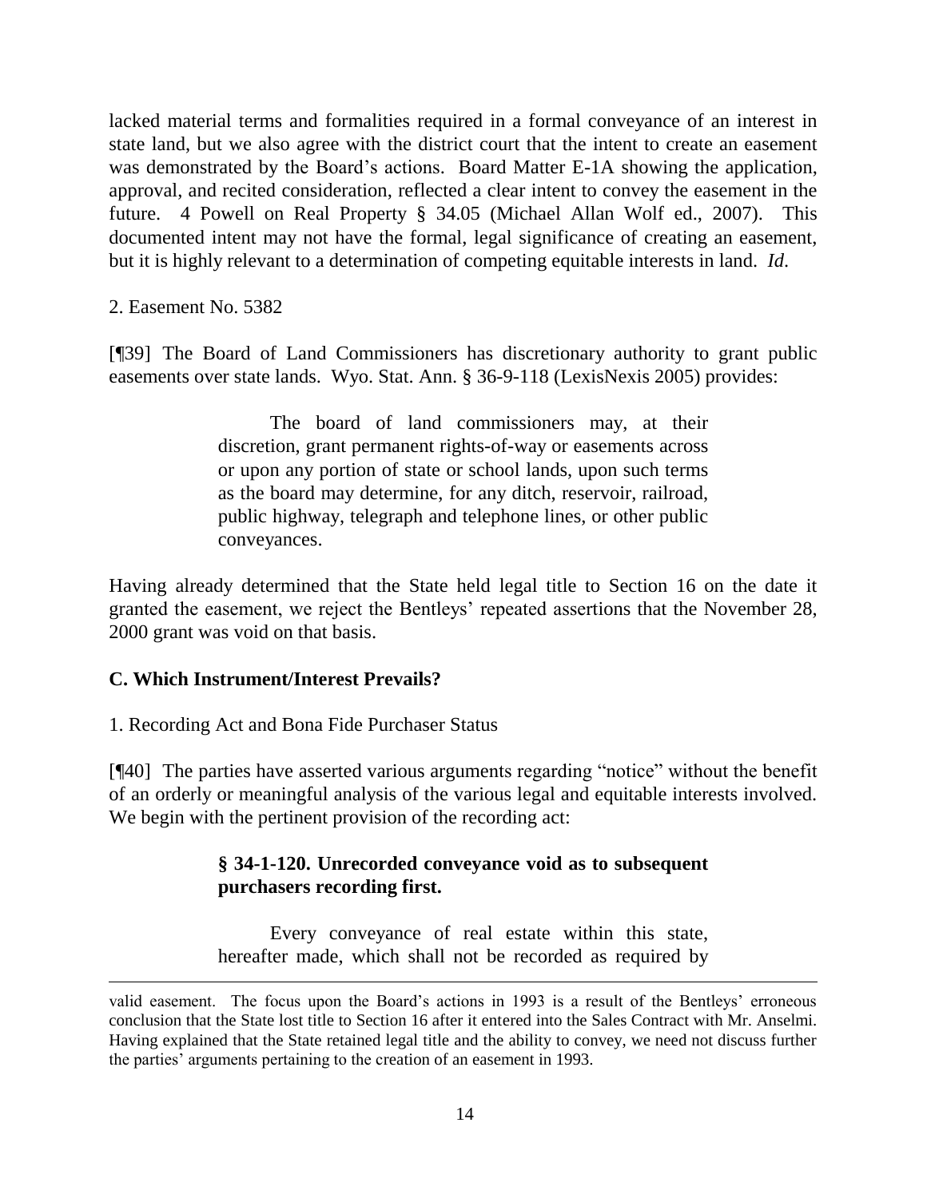lacked material terms and formalities required in a formal conveyance of an interest in state land, but we also agree with the district court that the intent to create an easement was demonstrated by the Board's actions. Board Matter E-1A showing the application, approval, and recited consideration, reflected a clear intent to convey the easement in the future. 4 Powell on Real Property § 34.05 (Michael Allan Wolf ed., 2007). This documented intent may not have the formal, legal significance of creating an easement, but it is highly relevant to a determination of competing equitable interests in land. *Id.*

2. Easement No. 5382

[¶39] The Board of Land Commissioners has discretionary authority to grant public easements over state lands. Wyo. Stat. Ann. § 36-9-118 (LexisNexis 2005) provides:

> The board of land commissioners may, at their discretion, grant permanent rights-of-way or easements across or upon any portion of state or school lands, upon such terms as the board may determine, for any ditch, reservoir, railroad, public highway, telegraph and telephone lines, or other public conveyances.

Having already determined that the State held legal title to Section 16 on the date it granted the easement, we reject the Bentleys' repeated assertions that the November 28, 2000 grant was void on that basis.

### C. Which Instrument/Interest Prevails?

1. Recording Act and Bona Fide Purchaser Status

[¶40] The parties have asserted various arguments regarding "notice" without the benefit of an orderly or meaningful analysis of the various legal and equitable interests involved. We begin with the pertinent provision of the recording act:

> **§ 34-1-120. Unrecorded conveyance void as to subsequent purchasers recording first.**
>
> Every conveyance of real estate within this state, hereafter made, which shall not be recorded as required by

---

valid easement. The focus upon the Board's actions in 1993 is a result of the Bentleys' erroneous conclusion that the State lost title to Section 16 after it entered into the Sales Contract with Mr. Anselmi. Having explained that the State retained legal title and the ability to convey, we need not discuss further the parties' arguments pertaining to the creation of an easement in 1993.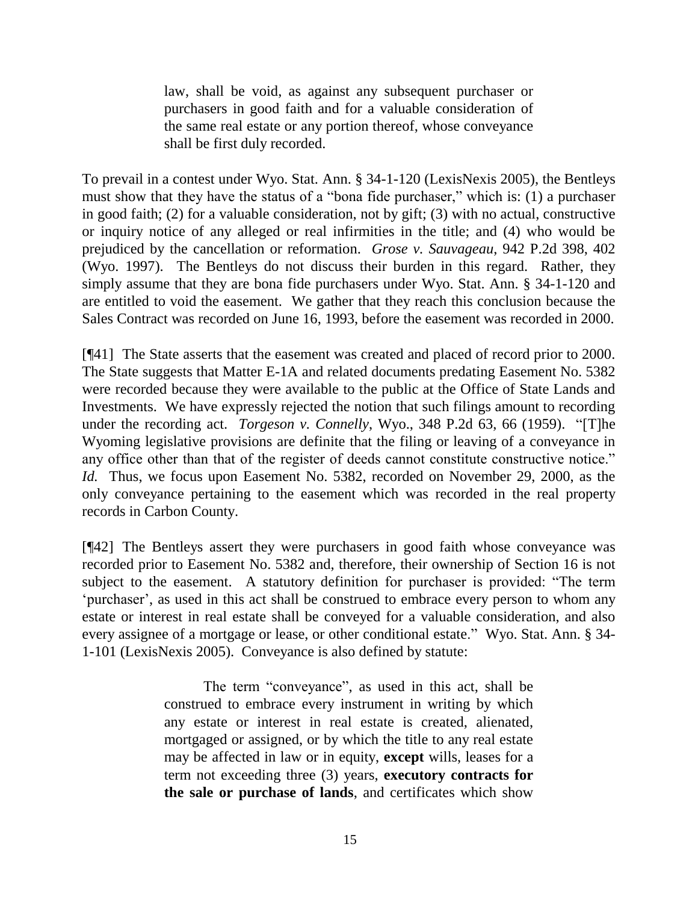> law, shall be void, as against any subsequent purchaser or purchasers in good faith and for a valuable consideration of the same real estate or any portion thereof, whose conveyance shall be first duly recorded.

To prevail in a contest under Wyo. Stat. Ann. § 34-1-120 (LexisNexis 2005), the Bentleys must show that they have the status of a "bona fide purchaser," which is: (1) a purchaser in good faith; (2) for a valuable consideration, not by gift; (3) with no actual, constructive or inquiry notice of any alleged or real infirmities in the title; and (4) who would be prejudiced by the cancellation or reformation. *Grose v. Sauvageau*, 942 P.2d 398, 402 (Wyo. 1997). The Bentleys do not discuss their burden in this regard. Rather, they simply assume that they are bona fide purchasers under Wyo. Stat. Ann. § 34-1-120 and are entitled to void the easement. We gather that they reach this conclusion because the Sales Contract was recorded on June 16, 1993, before the easement was recorded in 2000.

[¶41] The State asserts that the easement was created and placed of record prior to 2000. The State suggests that Matter E-1A and related documents predating Easement No. 5382 were recorded because they were available to the public at the Office of State Lands and Investments. We have expressly rejected the notion that such filings amount to recording under the recording act. *Torgeson v. Connelly*, Wyo., 348 P.2d 63, 66 (1959). "[T]he Wyoming legislative provisions are definite that the filing or leaving of a conveyance in any office other than that of the register of deeds cannot constitute constructive notice." *Id.* Thus, we focus upon Easement No. 5382, recorded on November 29, 2000, as the only conveyance pertaining to the easement which was recorded in the real property records in Carbon County.

[¶42] The Bentleys assert they were purchasers in good faith whose conveyance was recorded prior to Easement No. 5382 and, therefore, their ownership of Section 16 is not subject to the easement. A statutory definition for purchaser is provided: "The term 'purchaser', as used in this act shall be construed to embrace every person to whom any estate or interest in real estate shall be conveyed for a valuable consideration, and also every assignee of a mortgage or lease, or other conditional estate." Wyo. Stat. Ann. § 34-1-101 (LexisNexis 2005). Conveyance is also defined by statute:

> The term "conveyance", as used in this act, shall be construed to embrace every instrument in writing by which any estate or interest in real estate is created, alienated, mortgaged or assigned, or by which the title to any real estate may be affected in law or in equity, **except** wills, leases for a term not exceeding three (3) years, **executory contracts for the sale or purchase of lands**, and certificates which show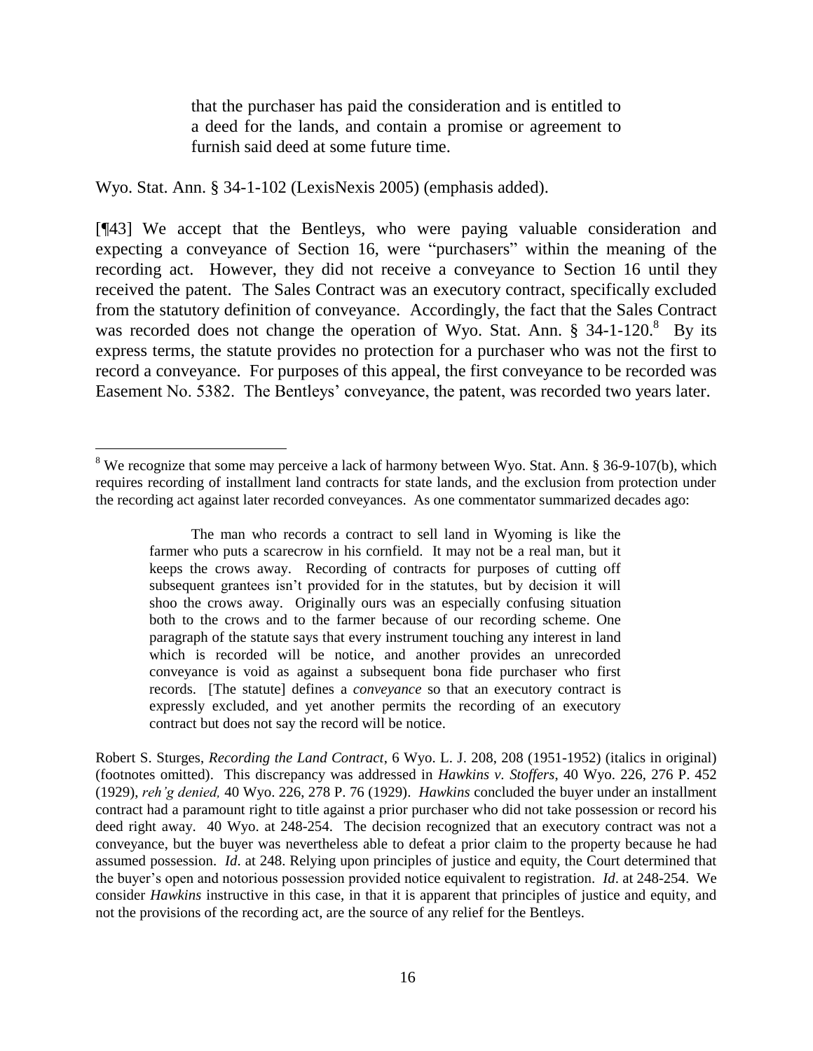> that the purchaser has paid the consideration and is entitled to a deed for the lands, and contain a promise or agreement to furnish said deed at some future time.

Wyo. Stat. Ann. § 34-1-102 (LexisNexis 2005) (emphasis added).

[¶43] We accept that the Bentleys, who were paying valuable consideration and expecting a conveyance of Section 16, were "purchasers" within the meaning of the recording act. However, they did not receive a conveyance to Section 16 until they received the patent. The Sales Contract was an executory contract, specifically excluded from the statutory definition of conveyance. Accordingly, the fact that the Sales Contract was recorded does not change the operation of Wyo. Stat. Ann. § 34-1-120.[8] By its express terms, the statute provides no protection for a purchaser who was not the first to record a conveyance. For purposes of this appeal, the first conveyance to be recorded was Easement No. 5382. The Bentleys' conveyance, the patent, was recorded two years later.

---

[8] We recognize that some may perceive a lack of harmony between Wyo. Stat. Ann. § 36-9-107(b), which requires recording of installment land contracts for state lands, and the exclusion from protection under the recording act against later recorded conveyances. As one commentator summarized decades ago:

> The man who records a contract to sell land in Wyoming is like the farmer who puts a scarecrow in his cornfield. It may not be a real man, but it keeps the crows away. Recording of contracts for purposes of cutting off subsequent grantees isn't provided for in the statutes, but by decision it will shoo the crows away. Originally ours was an especially confusing situation both to the crows and to the farmer because of our recording scheme. One paragraph of the statute says that every instrument touching any interest in land which is recorded will be notice, and another provides an unrecorded conveyance is void as against a subsequent bona fide purchaser who first records. [The statute] defines a *conveyance* so that an executory contract is expressly excluded, and yet another permits the recording of an executory contract but does not say the record will be notice.

Robert S. Sturges, *Recording the Land Contract*, 6 Wyo. L. J. 208, 208 (1951-1952) (italics in original) (footnotes omitted). This discrepancy was addressed in *Hawkins v. Stoffers*, 40 Wyo. 226, 276 P. 452 (1929), *reh'g denied,* 40 Wyo. 226, 278 P. 76 (1929). *Hawkins* concluded the buyer under an installment contract had a paramount right to title against a prior purchaser who did not take possession or record his deed right away. 40 Wyo. at 248-254. The decision recognized that an executory contract was not a conveyance, but the buyer was nevertheless able to defeat a prior claim to the property because he had assumed possession. *Id*. at 248. Relying upon principles of justice and equity, the Court determined that the buyer's open and notorious possession provided notice equivalent to registration. *Id*. at 248-254. We consider *Hawkins* instructive in this case, in that it is apparent that principles of justice and equity, and not the provisions of the recording act, are the source of any relief for the Bentleys.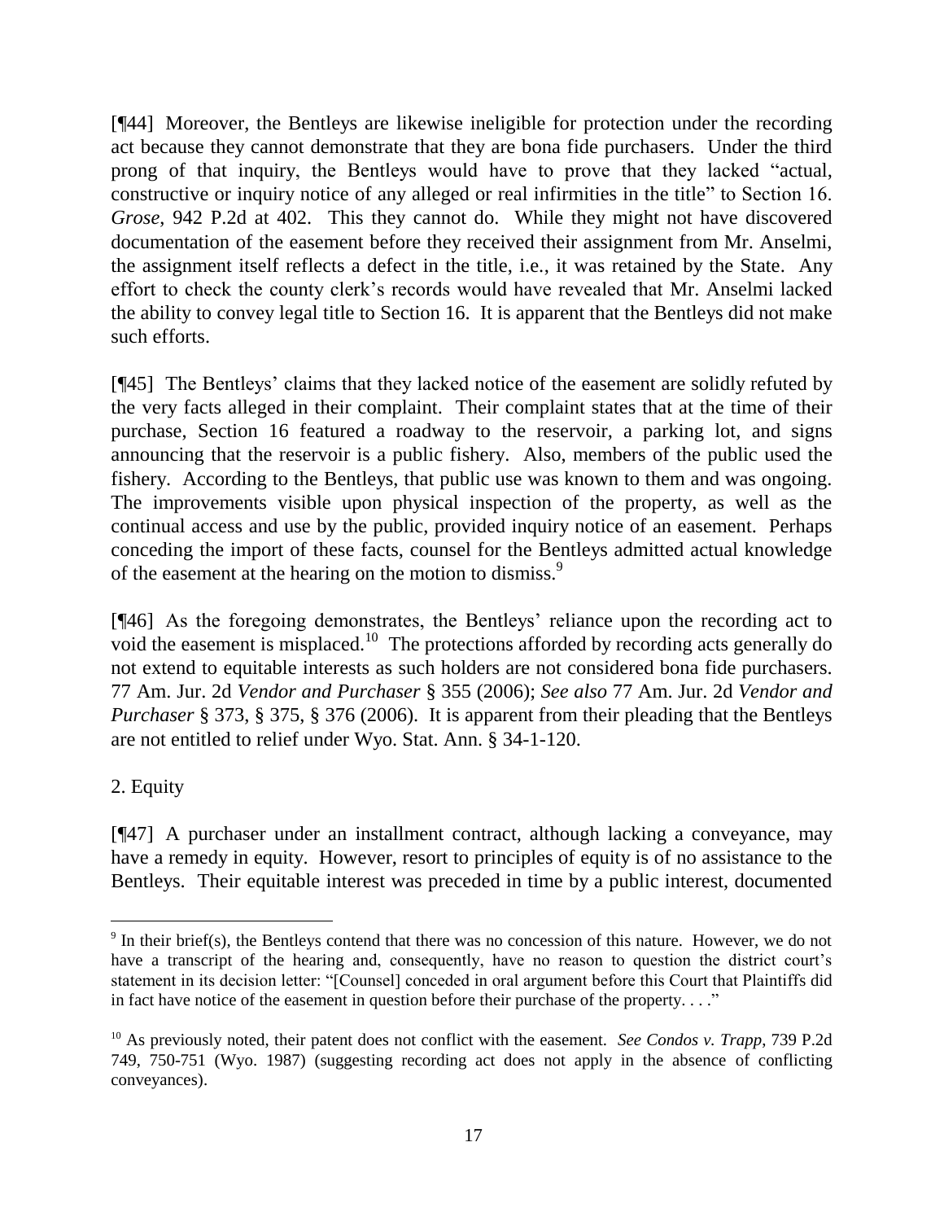[¶44] Moreover, the Bentleys are likewise ineligible for protection under the recording act because they cannot demonstrate that they are bona fide purchasers. Under the third prong of that inquiry, the Bentleys would have to prove that they lacked "actual, constructive or inquiry notice of any alleged or real infirmities in the title" to Section 16. *Grose*, 942 P.2d at 402. This they cannot do. While they might not have discovered documentation of the easement before they received their assignment from Mr. Anselmi, the assignment itself reflects a defect in the title, i.e., it was retained by the State. Any effort to check the county clerk's records would have revealed that Mr. Anselmi lacked the ability to convey legal title to Section 16. It is apparent that the Bentleys did not make such efforts.

[¶45] The Bentleys' claims that they lacked notice of the easement are solidly refuted by the very facts alleged in their complaint. Their complaint states that at the time of their purchase, Section 16 featured a roadway to the reservoir, a parking lot, and signs announcing that the reservoir is a public fishery. Also, members of the public used the fishery. According to the Bentleys, that public use was known to them and was ongoing. The improvements visible upon physical inspection of the property, as well as the continual access and use by the public, provided inquiry notice of an easement. Perhaps conceding the import of these facts, counsel for the Bentleys admitted actual knowledge of the easement at the hearing on the motion to dismiss.[9]

[¶46] As the foregoing demonstrates, the Bentleys' reliance upon the recording act to void the easement is misplaced.[10] The protections afforded by recording acts generally do not extend to equitable interests as such holders are not considered bona fide purchasers. 77 Am. Jur. 2d *Vendor and Purchaser* § 355 (2006); *See also* 77 Am. Jur. 2d *Vendor and Purchaser* § 373, § 375, § 376 (2006). It is apparent from their pleading that the Bentleys are not entitled to relief under Wyo. Stat. Ann. § 34-1-120.

2. Equity

[¶47] A purchaser under an installment contract, although lacking a conveyance, may have a remedy in equity. However, resort to principles of equity is of no assistance to the Bentleys. Their equitable interest was preceded in time by a public interest, documented

---

[9] In their brief(s), the Bentleys contend that there was no concession of this nature. However, we do not have a transcript of the hearing and, consequently, have no reason to question the district court's statement in its decision letter: "[Counsel] conceded in oral argument before this Court that Plaintiffs did in fact have notice of the easement in question before their purchase of the property. . . ."

[10] As previously noted, their patent does not conflict with the easement. *See Condos v. Trapp*, 739 P.2d 749, 750-751 (Wyo. 1987) (suggesting recording act does not apply in the absence of conflicting conveyances).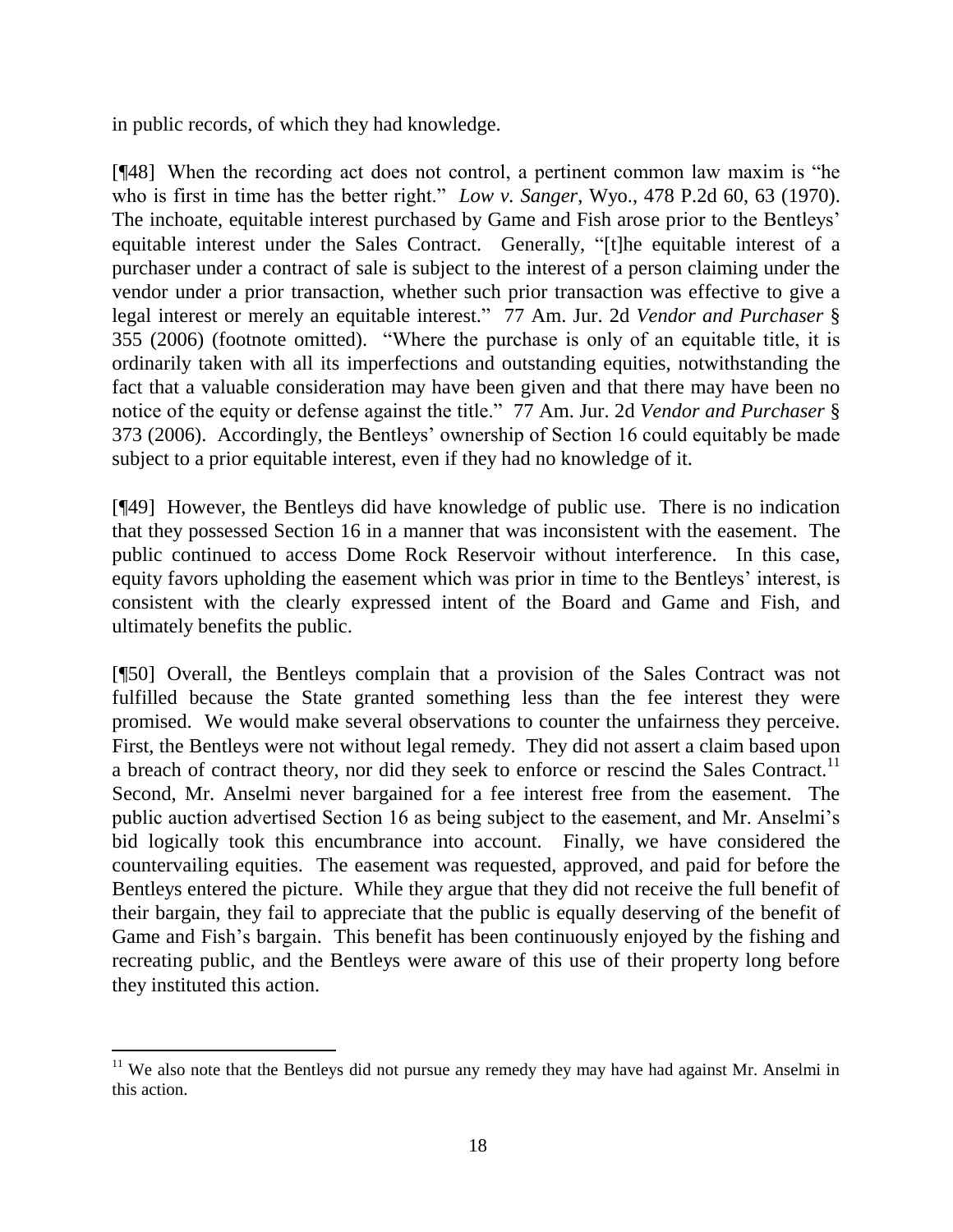in public records, of which they had knowledge.

[¶48] When the recording act does not control, a pertinent common law maxim is "he who is first in time has the better right." *Low v. Sanger*, Wyo., 478 P.2d 60, 63 (1970). The inchoate, equitable interest purchased by Game and Fish arose prior to the Bentleys' equitable interest under the Sales Contract. Generally, "[t]he equitable interest of a purchaser under a contract of sale is subject to the interest of a person claiming under the vendor under a prior transaction, whether such prior transaction was effective to give a legal interest or merely an equitable interest." 77 Am. Jur. 2d *Vendor and Purchaser* § 355 (2006) (footnote omitted). "Where the purchase is only of an equitable title, it is ordinarily taken with all its imperfections and outstanding equities, notwithstanding the fact that a valuable consideration may have been given and that there may have been no notice of the equity or defense against the title." 77 Am. Jur. 2d *Vendor and Purchaser* § 373 (2006). Accordingly, the Bentleys' ownership of Section 16 could equitably be made subject to a prior equitable interest, even if they had no knowledge of it.

[¶49] However, the Bentleys did have knowledge of public use. There is no indication that they possessed Section 16 in a manner that was inconsistent with the easement. The public continued to access Dome Rock Reservoir without interference. In this case, equity favors upholding the easement which was prior in time to the Bentleys' interest, is consistent with the clearly expressed intent of the Board and Game and Fish, and ultimately benefits the public.

[¶50] Overall, the Bentleys complain that a provision of the Sales Contract was not fulfilled because the State granted something less than the fee interest they were promised. We would make several observations to counter the unfairness they perceive. First, the Bentleys were not without legal remedy. They did not assert a claim based upon a breach of contract theory, nor did they seek to enforce or rescind the Sales Contract.[11] Second, Mr. Anselmi never bargained for a fee interest free from the easement. The public auction advertised Section 16 as being subject to the easement, and Mr. Anselmi's bid logically took this encumbrance into account. Finally, we have considered the countervailing equities. The easement was requested, approved, and paid for before the Bentleys entered the picture. While they argue that they did not receive the full benefit of their bargain, they fail to appreciate that the public is equally deserving of the benefit of Game and Fish's bargain. This benefit has been continuously enjoyed by the fishing and recreating public, and the Bentleys were aware of this use of their property long before they instituted this action.

---

[11] We also note that the Bentleys did not pursue any remedy they may have had against Mr. Anselmi in this action.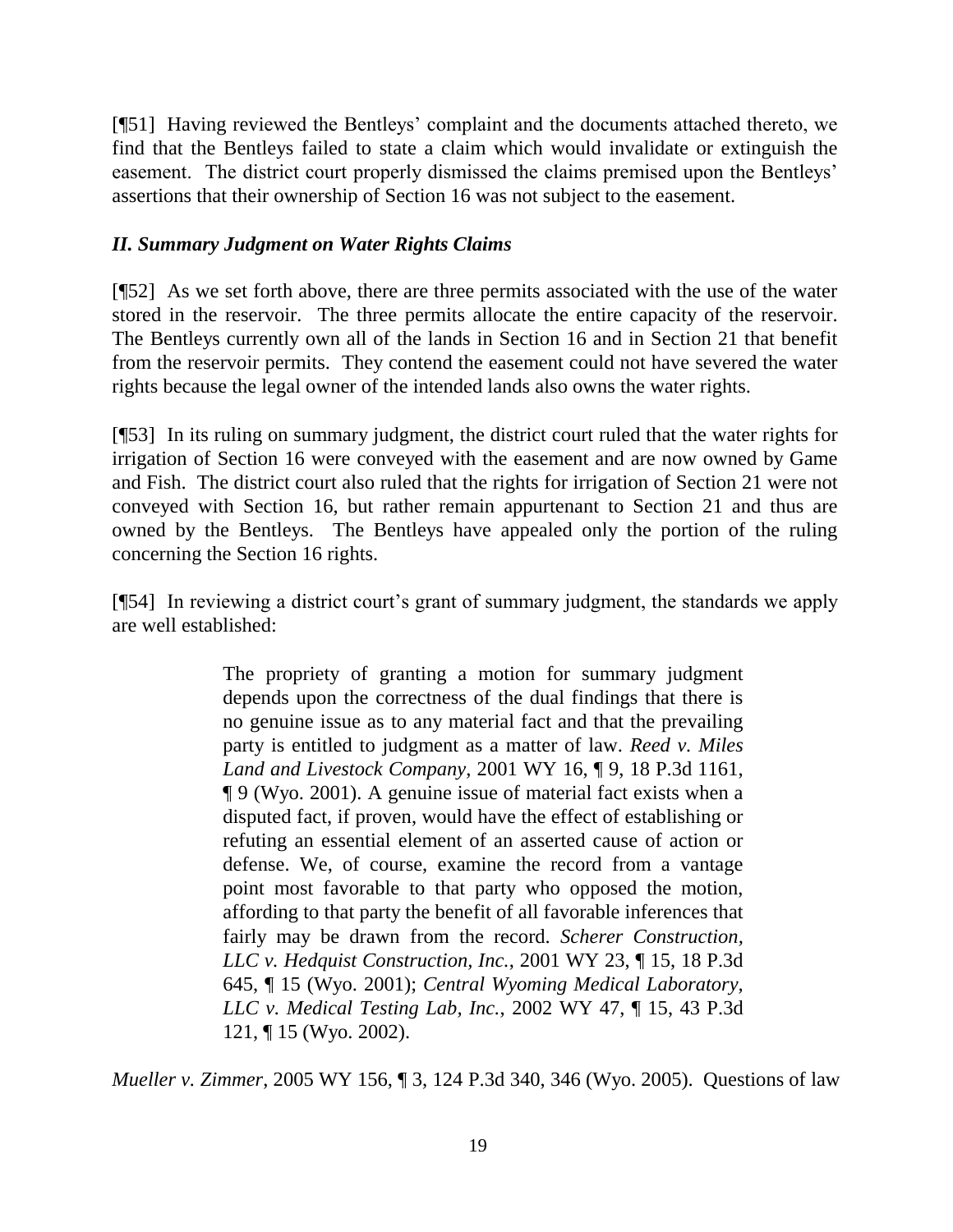[¶51] Having reviewed the Bentleys' complaint and the documents attached thereto, we find that the Bentleys failed to state a claim which would invalidate or extinguish the easement. The district court properly dismissed the claims premised upon the Bentleys' assertions that their ownership of Section 16 was not subject to the easement.

### *II. Summary Judgment on Water Rights Claims*

[¶52] As we set forth above, there are three permits associated with the use of the water stored in the reservoir. The three permits allocate the entire capacity of the reservoir. The Bentleys currently own all of the lands in Section 16 and in Section 21 that benefit from the reservoir permits. They contend the easement could not have severed the water rights because the legal owner of the intended lands also owns the water rights.

[¶53] In its ruling on summary judgment, the district court ruled that the water rights for irrigation of Section 16 were conveyed with the easement and are now owned by Game and Fish. The district court also ruled that the rights for irrigation of Section 21 were not conveyed with Section 16, but rather remain appurtenant to Section 21 and thus are owned by the Bentleys. The Bentleys have appealed only the portion of the ruling concerning the Section 16 rights.

[¶54] In reviewing a district court's grant of summary judgment, the standards we apply are well established:

> The propriety of granting a motion for summary judgment depends upon the correctness of the dual findings that there is no genuine issue as to any material fact and that the prevailing party is entitled to judgment as a matter of law. *Reed v. Miles Land and Livestock Company*, 2001 WY 16, ¶ 9, 18 P.3d 1161, ¶ 9 (Wyo. 2001). A genuine issue of material fact exists when a disputed fact, if proven, would have the effect of establishing or refuting an essential element of an asserted cause of action or defense. We, of course, examine the record from a vantage point most favorable to that party who opposed the motion, affording to that party the benefit of all favorable inferences that fairly may be drawn from the record. *Scherer Construction, LLC v. Hedquist Construction, Inc.*, 2001 WY 23, ¶ 15, 18 P.3d 645, ¶ 15 (Wyo. 2001); *Central Wyoming Medical Laboratory, LLC v. Medical Testing Lab, Inc.*, 2002 WY 47, ¶ 15, 43 P.3d 121, ¶ 15 (Wyo. 2002).

*Mueller v. Zimmer*, 2005 WY 156, ¶ 3, 124 P.3d 340, 346 (Wyo. 2005). Questions of law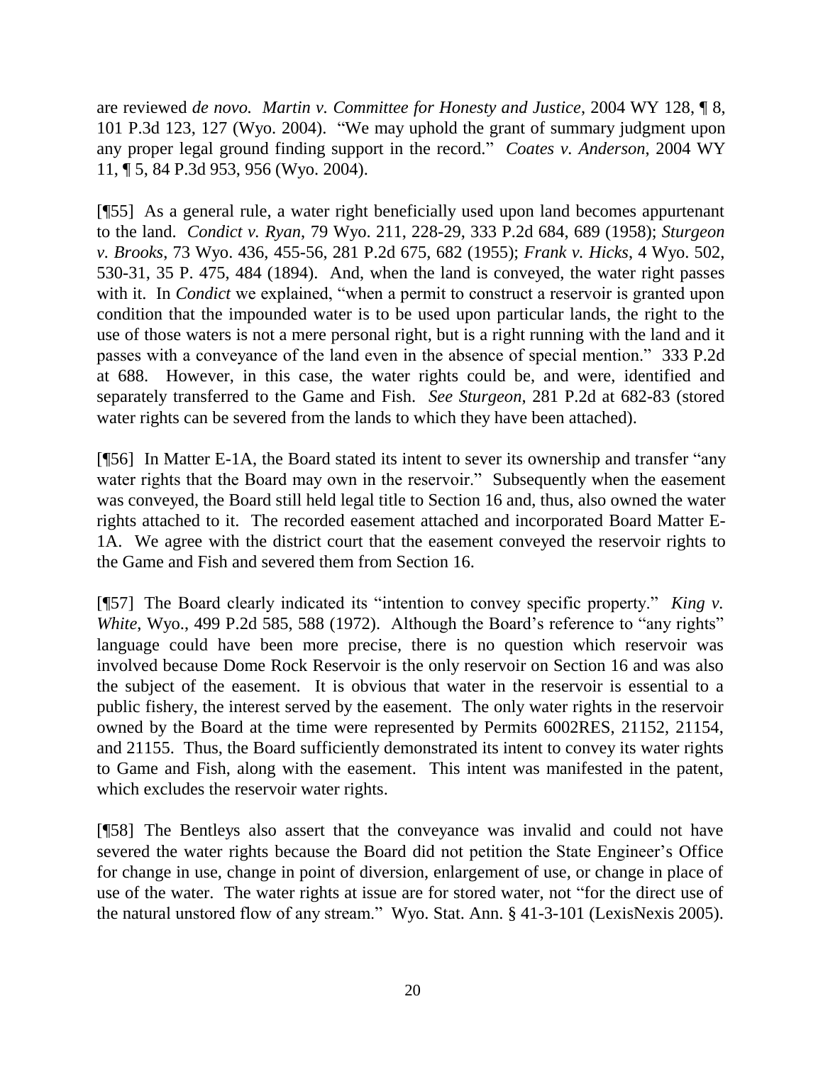are reviewed *de novo. Martin v. Committee for Honesty and Justice*, 2004 WY 128, ¶ 8, 101 P.3d 123, 127 (Wyo. 2004). "We may uphold the grant of summary judgment upon any proper legal ground finding support in the record." *Coates v. Anderson*, 2004 WY 11, ¶ 5, 84 P.3d 953, 956 (Wyo. 2004).

[¶55] As a general rule, a water right beneficially used upon land becomes appurtenant to the land. *Condict v. Ryan*, 79 Wyo. 211, 228-29, 333 P.2d 684, 689 (1958); *Sturgeon v. Brooks*, 73 Wyo. 436, 455-56, 281 P.2d 675, 682 (1955); *Frank v. Hicks*, 4 Wyo. 502, 530-31, 35 P. 475, 484 (1894). And, when the land is conveyed, the water right passes with it. In *Condict* we explained, "when a permit to construct a reservoir is granted upon condition that the impounded water is to be used upon particular lands, the right to the use of those waters is not a mere personal right, but is a right running with the land and it passes with a conveyance of the land even in the absence of special mention." 333 P.2d at 688. However, in this case, the water rights could be, and were, identified and separately transferred to the Game and Fish. *See Sturgeon*, 281 P.2d at 682-83 (stored water rights can be severed from the lands to which they have been attached).

[¶56] In Matter E-1A, the Board stated its intent to sever its ownership and transfer "any water rights that the Board may own in the reservoir." Subsequently when the easement was conveyed, the Board still held legal title to Section 16 and, thus, also owned the water rights attached to it. The recorded easement attached and incorporated Board Matter E-1A. We agree with the district court that the easement conveyed the reservoir rights to the Game and Fish and severed them from Section 16.

[¶57] The Board clearly indicated its "intention to convey specific property." *King v. White*, Wyo., 499 P.2d 585, 588 (1972). Although the Board's reference to "any rights" language could have been more precise, there is no question which reservoir was involved because Dome Rock Reservoir is the only reservoir on Section 16 and was also the subject of the easement. It is obvious that water in the reservoir is essential to a public fishery, the interest served by the easement. The only water rights in the reservoir owned by the Board at the time were represented by Permits 6002RES, 21152, 21154, and 21155. Thus, the Board sufficiently demonstrated its intent to convey its water rights to Game and Fish, along with the easement. This intent was manifested in the patent, which excludes the reservoir water rights.

[¶58] The Bentleys also assert that the conveyance was invalid and could not have severed the water rights because the Board did not petition the State Engineer's Office for change in use, change in point of diversion, enlargement of use, or change in place of use of the water. The water rights at issue are for stored water, not "for the direct use of the natural unstored flow of any stream." Wyo. Stat. Ann. § 41-3-101 (LexisNexis 2005).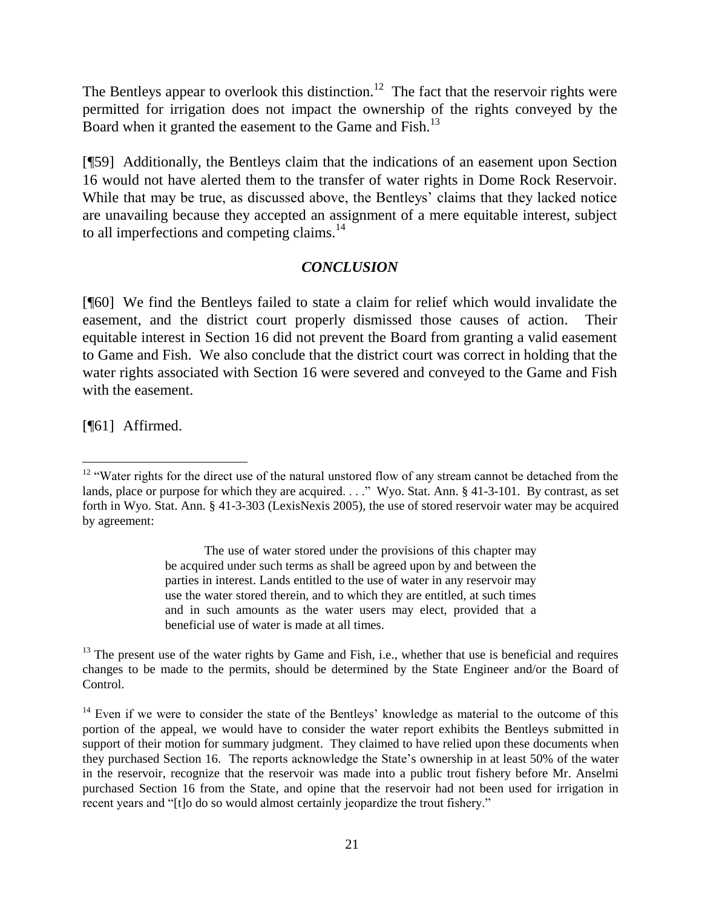The Bentleys appear to overlook this distinction.[12] The fact that the reservoir rights were permitted for irrigation does not impact the ownership of the rights conveyed by the Board when it granted the easement to the Game and Fish.[13]

[¶59] Additionally, the Bentleys claim that the indications of an easement upon Section 16 would not have alerted them to the transfer of water rights in Dome Rock Reservoir. While that may be true, as discussed above, the Bentleys' claims that they lacked notice are unavailing because they accepted an assignment of a mere equitable interest, subject to all imperfections and competing claims.[14]

## *CONCLUSION*

[¶60] We find the Bentleys failed to state a claim for relief which would invalidate the easement, and the district court properly dismissed those causes of action. Their equitable interest in Section 16 did not prevent the Board from granting a valid easement to Game and Fish. We also conclude that the district court was correct in holding that the water rights associated with Section 16 were severed and conveyed to the Game and Fish with the easement.

[¶61] Affirmed.

---

[12] "Water rights for the direct use of the natural unstored flow of any stream cannot be detached from the lands, place or purpose for which they are acquired. . . ." Wyo. Stat. Ann. § 41-3-101. By contrast, as set forth in Wyo. Stat. Ann. § 41-3-303 (LexisNexis 2005), the use of stored reservoir water may be acquired by agreement:

> The use of water stored under the provisions of this chapter may be acquired under such terms as shall be agreed upon by and between the parties in interest. Lands entitled to the use of water in any reservoir may use the water stored therein, and to which they are entitled, at such times and in such amounts as the water users may elect, provided that a beneficial use of water is made at all times.

[13] The present use of the water rights by Game and Fish, i.e., whether that use is beneficial and requires changes to be made to the permits, should be determined by the State Engineer and/or the Board of Control.

[14] Even if we were to consider the state of the Bentleys' knowledge as material to the outcome of this portion of the appeal, we would have to consider the water report exhibits the Bentleys submitted in support of their motion for summary judgment. They claimed to have relied upon these documents when they purchased Section 16. The reports acknowledge the State's ownership in at least 50% of the water in the reservoir, recognize that the reservoir was made into a public trout fishery before Mr. Anselmi purchased Section 16 from the State, and opine that the reservoir had not been used for irrigation in recent years and "[t]o do so would almost certainly jeopardize the trout fishery."